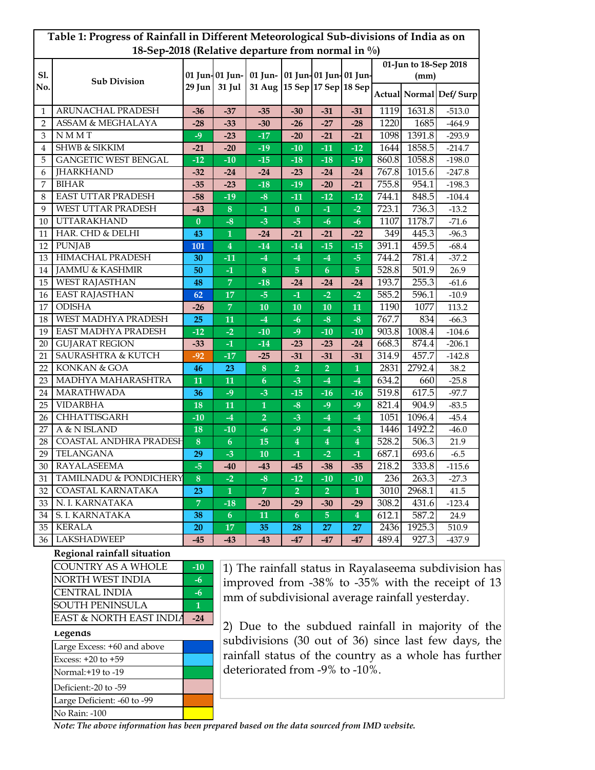**Table 1: Progress of Rainfall in Different Meteorological Sub-divisions of India as on 18-Sep-2018 (Relative departure from normal in %)**

| Sl. No. | Sub Division | 01 Jun-29 Jun | 01 Jun-31 Jul | 01 Jun-31 Aug | 01 Jun-15 Sep | 01 Jun-17 Sep | 01 Jun-18 Sep | 01-Jun to 18-Sep 2018 (mm) | | |
|---|---|---|---|---|---|---|---|---|---|---|
| | | | | | | | | Actual | Normal | Def/ Surp |
| 1 | ARUNACHAL PRADESH | -36 | -37 | -35 | -30 | -31 | -31 | 1119 | 1631.8 | -513.0 |
| 2 | ASSAM & MEGHALAYA | -28 | -33 | -30 | -26 | -27 | -28 | 1220 | 1685 | -464.9 |
| 3 | N M M T | -9 | -23 | -17 | -20 | -21 | -21 | 1098 | 1391.8 | -293.9 |
| 4 | SHWB & SIKKIM | -21 | -20 | -19 | -10 | -11 | -12 | 1644 | 1858.5 | -214.7 |
| 5 | GANGETIC WEST BENGAL | -12 | -10 | -15 | -18 | -18 | -19 | 860.8 | 1058.8 | -198.0 |
| 6 | JHARKHAND | -32 | -24 | -24 | -23 | -24 | -24 | 767.8 | 1015.6 | -247.8 |
| 7 | BIHAR | -35 | -23 | -18 | -19 | -20 | -21 | 755.8 | 954.1 | -198.3 |
| 8 | EAST UTTAR PRADESH | -58 | -19 | -8 | -11 | -12 | -12 | 744.1 | 848.5 | -104.4 |
| 9 | WEST UTTAR PRADESH | -43 | 8 | -1 | 0 | -1 | -2 | 723.1 | 736.3 | -13.2 |
| 10 | UTTARAKHAND | 0 | -8 | -3 | -5 | -6 | -6 | 1107 | 1178.7 | -71.6 |
| 11 | HAR. CHD & DELHI | 43 | 1 | -24 | -21 | -21 | -22 | 349 | 445.3 | -96.3 |
| 12 | PUNJAB | 101 | 4 | -14 | -14 | -15 | -15 | 391.1 | 459.5 | -68.4 |
| 13 | HIMACHAL PRADESH | 30 | -11 | -4 | -4 | -4 | -5 | 744.2 | 781.4 | -37.2 |
| 14 | JAMMU & KASHMIR | 50 | -1 | 8 | 5 | 6 | 5 | 528.8 | 501.9 | 26.9 |
| 15 | WEST RAJASTHAN | 48 | 7 | -18 | -24 | -24 | -24 | 193.7 | 255.3 | -61.6 |
| 16 | EAST RAJASTHAN | 62 | 17 | -5 | -1 | -2 | -2 | 585.2 | 596.1 | -10.9 |
| 17 | ODISHA | -26 | 7 | 10 | 10 | 10 | 11 | 1190 | 1077 | 113.2 |
| 18 | WEST MADHYA PRADESH | 25 | 11 | -4 | -6 | -8 | -8 | 767.7 | 834 | -66.3 |
| 19 | EAST MADHYA PRADESH | -12 | -2 | -10 | -9 | -10 | -10 | 903.8 | 1008.4 | -104.6 |
| 20 | GUJARAT REGION | -33 | -1 | -14 | -23 | -23 | -24 | 668.3 | 874.4 | -206.1 |
| 21 | SAURASHTRA & KUTCH | -92 | -17 | -25 | -31 | -31 | -31 | 314.9 | 457.7 | -142.8 |
| 22 | KONKAN & GOA | 46 | 23 | 8 | 2 | 2 | 1 | 2831 | 2792.4 | 38.2 |
| 23 | MADHYA MAHARASHTRA | 11 | 11 | 6 | -3 | -4 | -4 | 634.2 | 660 | -25.8 |
| 24 | MARATHWADA | 36 | -9 | -3 | -15 | -16 | -16 | 519.8 | 617.5 | -97.7 |
| 25 | VIDARBHA | 18 | 11 | 1 | -8 | -9 | -9 | 821.4 | 904.9 | -83.5 |
| 26 | CHHATTISGARH | -10 | -4 | 2 | -3 | -4 | -4 | 1051 | 1096.4 | -45.4 |
| 27 | A & N ISLAND | 18 | -10 | -6 | -9 | -4 | -3 | 1446 | 1492.2 | -46.0 |
| 28 | COASTAL ANDHRA PRADESH | 8 | 6 | 15 | 4 | 4 | 4 | 528.2 | 506.3 | 21.9 |
| 29 | TELANGANA | 29 | -3 | 10 | -1 | -2 | -1 | 687.1 | 693.6 | -6.5 |
| 30 | RAYALASEEMA | -5 | -40 | -43 | -45 | -38 | -35 | 218.2 | 333.8 | -115.6 |
| 31 | TAMILNADU & PONDICHERY | 8 | -2 | -8 | -12 | -10 | -10 | 236 | 263.3 | -27.3 |
| 32 | COASTAL KARNATAKA | 23 | 1 | 7 | 2 | 2 | 1 | 3010 | 2968.1 | 41.5 |
| 33 | N. I. KARNATAKA | 7 | -18 | -20 | -29 | -30 | -29 | 308.2 | 431.6 | -123.4 |
| 34 | S. I. KARNATAKA | 38 | 6 | 11 | 6 | 5 | 4 | 612.1 | 587.2 | 24.9 |
| 35 | KERALA | 20 | 17 | 35 | 28 | 27 | 27 | 2436 | 1925.3 | 510.9 |
| 36 | LAKSHADWEEP | -45 | -43 | -43 | -47 | -47 | -47 | 489.4 | 927.3 | -437.9 |

**Regional rainfall situation**

| Region | % |
|---|---|
| COUNTRY AS A WHOLE | -10 |
| NORTH WEST INDIA | -6 |
| CENTRAL INDIA | -6 |
| SOUTH PENINSULA | 1 |
| EAST & NORTH EAST INDIA | -24 |

**Legends**

| Category | Colour |
|---|---|
| Large Excess: +60 and above | Dark blue |
| Excess: +20 to +59 | Light blue |
| Normal:+19 to -19 | Green |
| Deficient:-20 to -59 | Pink |
| Large Deficient: -60 to -99 | Orange |
| No Rain: -100 | Yellow |

1) The rainfall status in Rayalaseema subdivision has improved from -38% to -35% with the receipt of 13 mm of subdivisional average rainfall yesterday.

2) Due to the subdued rainfall in majority of the subdivisions (30 out of 36) since last few days, the rainfall status of the country as a whole has further deteriorated from -9% to -10%.

*Note: The above information has been prepared based on the data sourced from IMD website.*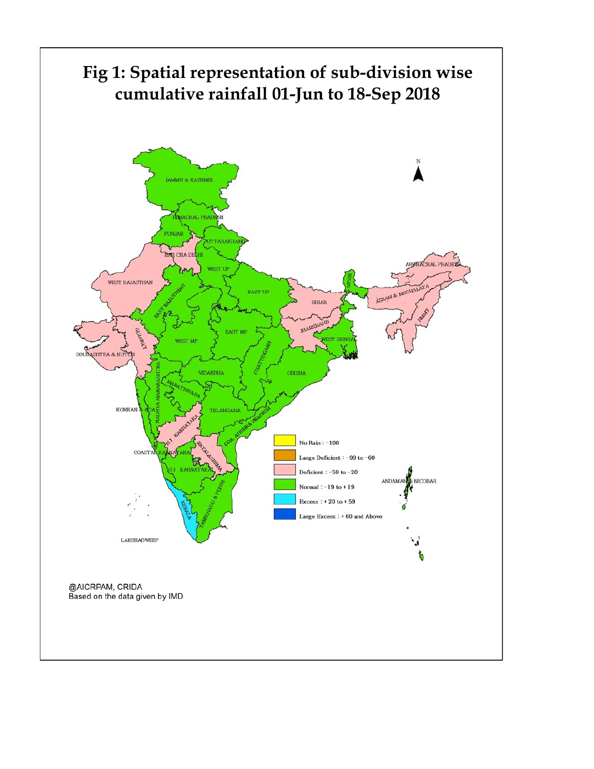# Fig 1: Spatial representation of sub-division wise cumulative rainfall 01-Jun to 18-Sep 2018

N

JAMMU & KASHMIR

HIMACHAL PRADESH

PUNJAB

UTTARAKHAND

HAR CHA DELHI

WEST RAJASTHAN

WEST UP

EAST RAJASTHAN

EAST UP

ARUNACHAL PRADESH

SHWB

ASSAM & MEGHALAYA

BIHAR

NMMT

JHARKHAND

EAST MP

WEST MP

GUJARAT

WEST BENGAL

SOURASHTRA & KUTCH

CHATTISGARH

VIDARBHA

ODISHA

MADHYA MAHARASHTRA

MARATHWADA

KONKAN & GOA

TELANGANA

COA. ANDHRA PRADESH

N I KARNATAKA

COASTAL KARNATAKA

RAYALASEEMA

S I KARNATAKA

KERALA

TAMILNADU & PONDI

LAKSHADWEEP

ANDAMAN & NICOBAR

No Rain : -100

Large Deficient : -99 to -60

Deficient : -59 to -20

Normal : -19 to +19

Excess : +20 to +59

Large Excess : +60 and Above

@AICRPAM, CRIDA
Based on the data given by IMD